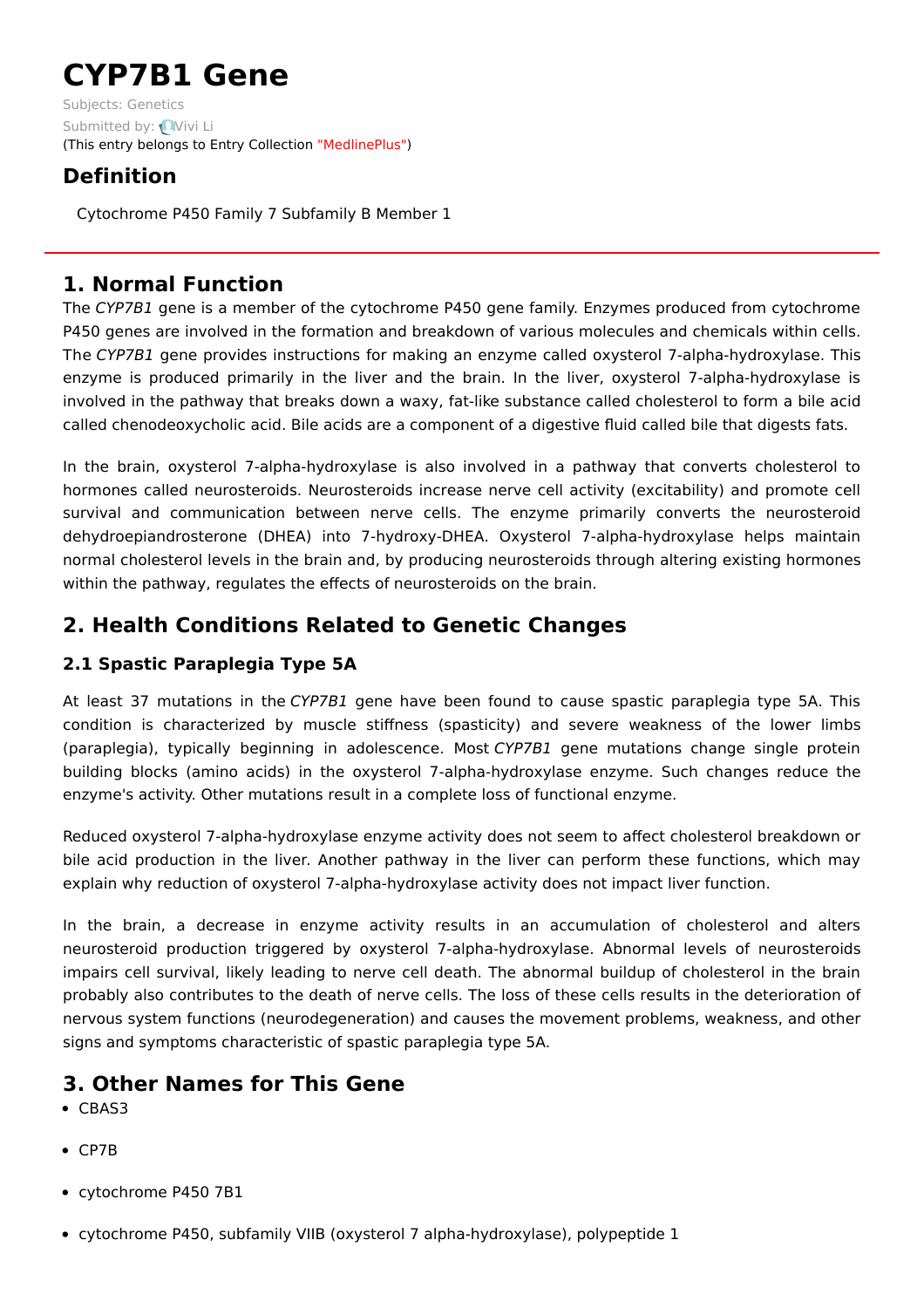# CYP7B1 Gene

Subjects: Genetics

Submitted by: Vivi Li

(This entry belongs to Entry Collection "MedlinePlus")

## Definition

Cytochrome P450 Family 7 Subfamily B Member 1

## 1. Normal Function

The *CYP7B1* gene is a member of the cytochrome P450 gene family. Enzymes produced from cytochrome P450 genes are involved in the formation and breakdown of various molecules and chemicals within cells. The *CYP7B1* gene provides instructions for making an enzyme called oxysterol 7-alpha-hydroxylase. This enzyme is produced primarily in the liver and the brain. In the liver, oxysterol 7-alpha-hydroxylase is involved in the pathway that breaks down a waxy, fat-like substance called cholesterol to form a bile acid called chenodeoxycholic acid. Bile acids are a component of a digestive fluid called bile that digests fats.

In the brain, oxysterol 7-alpha-hydroxylase is also involved in a pathway that converts cholesterol to hormones called neurosteroids. Neurosteroids increase nerve cell activity (excitability) and promote cell survival and communication between nerve cells. The enzyme primarily converts the neurosteroid dehydroepiandrosterone (DHEA) into 7-hydroxy-DHEA. Oxysterol 7-alpha-hydroxylase helps maintain normal cholesterol levels in the brain and, by producing neurosteroids through altering existing hormones within the pathway, regulates the effects of neurosteroids on the brain.

## 2. Health Conditions Related to Genetic Changes

### 2.1 Spastic Paraplegia Type 5A

At least 37 mutations in the *CYP7B1* gene have been found to cause spastic paraplegia type 5A. This condition is characterized by muscle stiffness (spasticity) and severe weakness of the lower limbs (paraplegia), typically beginning in adolescence. Most *CYP7B1* gene mutations change single protein building blocks (amino acids) in the oxysterol 7-alpha-hydroxylase enzyme. Such changes reduce the enzyme's activity. Other mutations result in a complete loss of functional enzyme.

Reduced oxysterol 7-alpha-hydroxylase enzyme activity does not seem to affect cholesterol breakdown or bile acid production in the liver. Another pathway in the liver can perform these functions, which may explain why reduction of oxysterol 7-alpha-hydroxylase activity does not impact liver function.

In the brain, a decrease in enzyme activity results in an accumulation of cholesterol and alters neurosteroid production triggered by oxysterol 7-alpha-hydroxylase. Abnormal levels of neurosteroids impairs cell survival, likely leading to nerve cell death. The abnormal buildup of cholesterol in the brain probably also contributes to the death of nerve cells. The loss of these cells results in the deterioration of nervous system functions (neurodegeneration) and causes the movement problems, weakness, and other signs and symptoms characteristic of spastic paraplegia type 5A.

## 3. Other Names for This Gene

- CBAS3
- CP7B
- cytochrome P450 7B1
- cytochrome P450, subfamily VIIB (oxysterol 7 alpha-hydroxylase), polypeptide 1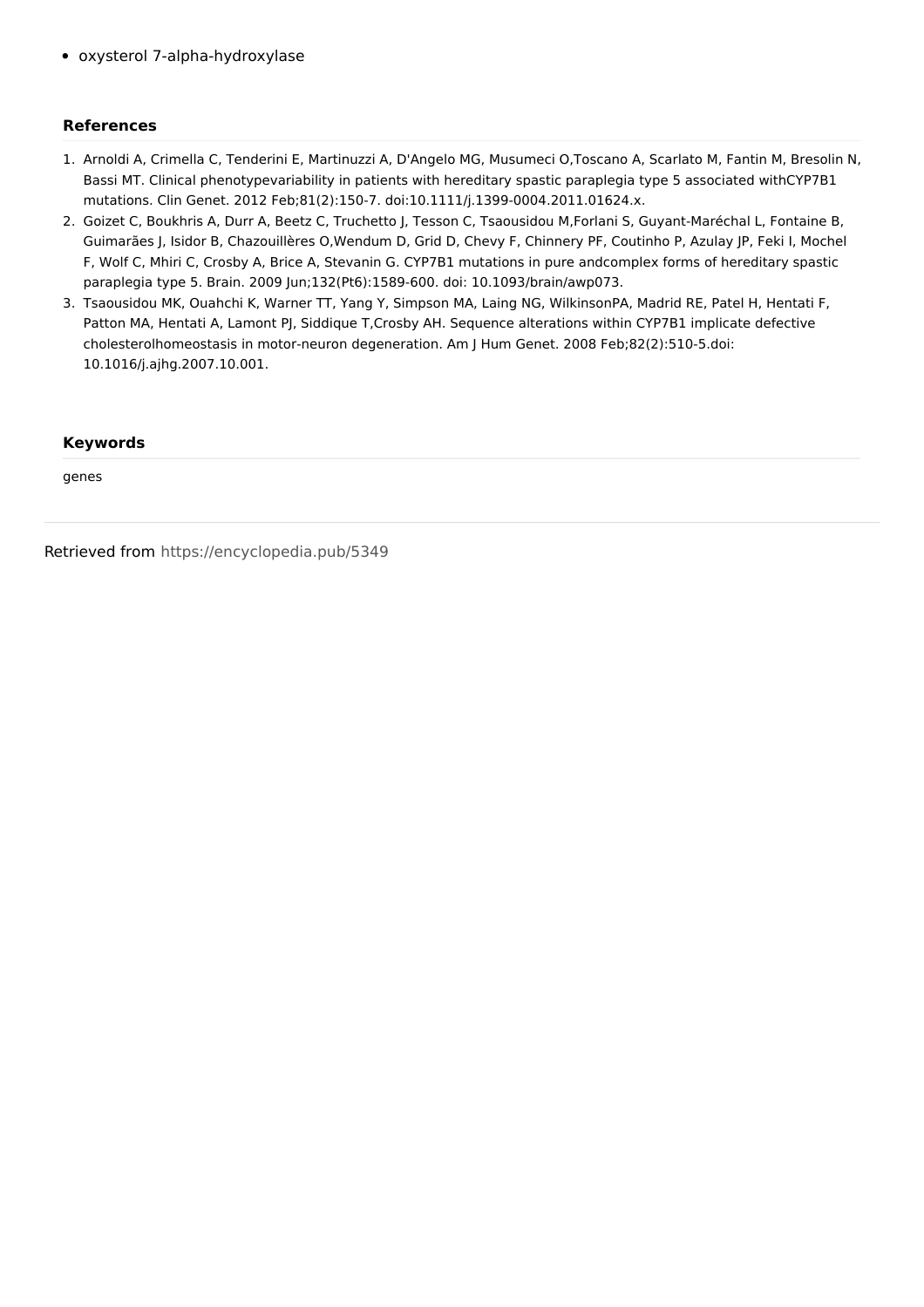- oxysterol 7-alpha-hydroxylase

## References

1. Arnoldi A, Crimella C, Tenderini E, Martinuzzi A, D'Angelo MG, Musumeci O,Toscano A, Scarlato M, Fantin M, Bresolin N, Bassi MT. Clinical phenotypevariability in patients with hereditary spastic paraplegia type 5 associated withCYP7B1 mutations. Clin Genet. 2012 Feb;81(2):150-7. doi:10.1111/j.1399-0004.2011.01624.x.
2. Goizet C, Boukhris A, Durr A, Beetz C, Truchetto J, Tesson C, Tsaousidou M,Forlani S, Guyant-Maréchal L, Fontaine B, Guimarães J, Isidor B, Chazouillères O,Wendum D, Grid D, Chevy F, Chinnery PF, Coutinho P, Azulay JP, Feki I, Mochel F, Wolf C, Mhiri C, Crosby A, Brice A, Stevanin G. CYP7B1 mutations in pure andcomplex forms of hereditary spastic paraplegia type 5. Brain. 2009 Jun;132(Pt6):1589-600. doi: 10.1093/brain/awp073.
3. Tsaousidou MK, Ouahchi K, Warner TT, Yang Y, Simpson MA, Laing NG, WilkinsonPA, Madrid RE, Patel H, Hentati F, Patton MA, Hentati A, Lamont PJ, Siddique T,Crosby AH. Sequence alterations within CYP7B1 implicate defective cholesterolhomeostasis in motor-neuron degeneration. Am J Hum Genet. 2008 Feb;82(2):510-5.doi: 10.1016/j.ajhg.2007.10.001.

## Keywords

genes

Retrieved from https://encyclopedia.pub/5349